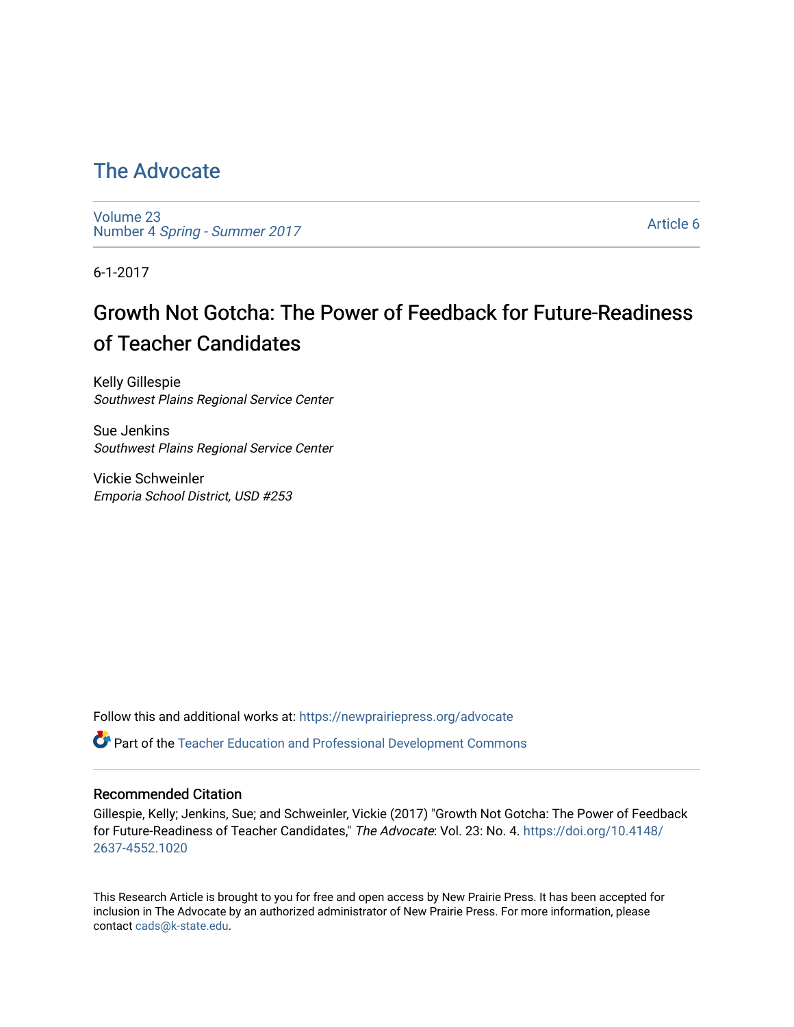# The Advocate

Volume 23
Number 4 *Spring - Summer 2017*

Article 6

6-1-2017

## Growth Not Gotcha: The Power of Feedback for Future-Readiness of Teacher Candidates

Kelly Gillespie
*Southwest Plains Regional Service Center*

Sue Jenkins
*Southwest Plains Regional Service Center*

Vickie Schweinler
*Emporia School District, USD #253*

Follow this and additional works at: https://newprairiepress.org/advocate

Part of the Teacher Education and Professional Development Commons

### Recommended Citation

Gillespie, Kelly; Jenkins, Sue; and Schweinler, Vickie (2017) "Growth Not Gotcha: The Power of Feedback for Future-Readiness of Teacher Candidates," *The Advocate*: Vol. 23: No. 4. https://doi.org/10.4148/2637-4552.1020

This Research Article is brought to you for free and open access by New Prairie Press. It has been accepted for inclusion in The Advocate by an authorized administrator of New Prairie Press. For more information, please contact cads@k-state.edu.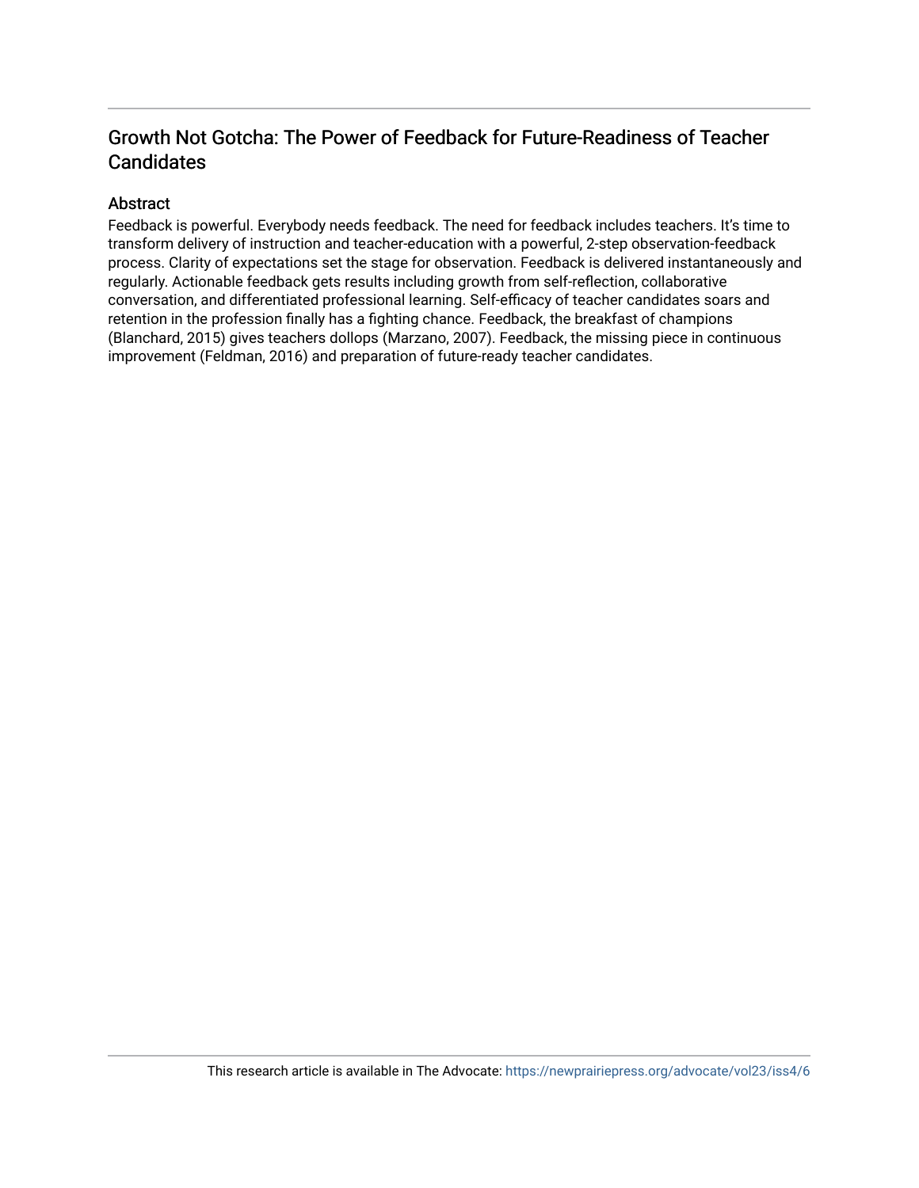# Growth Not Gotcha: The Power of Feedback for Future-Readiness of Teacher Candidates

## Abstract

Feedback is powerful. Everybody needs feedback. The need for feedback includes teachers. It's time to transform delivery of instruction and teacher-education with a powerful, 2-step observation-feedback process. Clarity of expectations set the stage for observation. Feedback is delivered instantaneously and regularly. Actionable feedback gets results including growth from self-reflection, collaborative conversation, and differentiated professional learning. Self-efficacy of teacher candidates soars and retention in the profession finally has a fighting chance. Feedback, the breakfast of champions (Blanchard, 2015) gives teachers dollops (Marzano, 2007). Feedback, the missing piece in continuous improvement (Feldman, 2016) and preparation of future-ready teacher candidates.

This research article is available in The Advocate: https://newprairiepress.org/advocate/vol23/iss4/6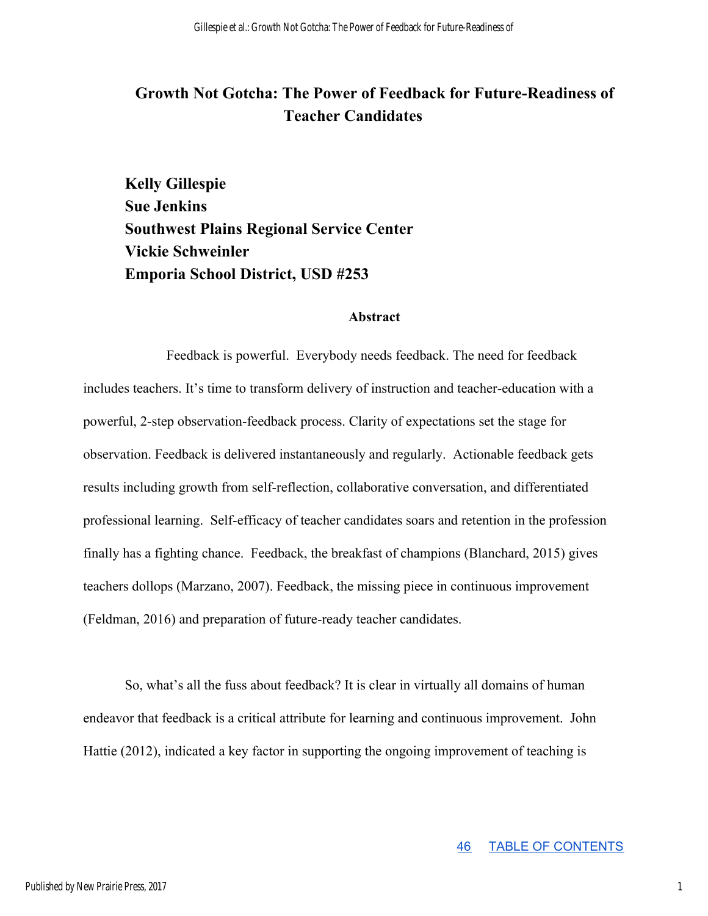# Growth Not Gotcha: The Power of Feedback for Future-Readiness of Teacher Candidates

**Kelly Gillespie**
**Sue Jenkins**
**Southwest Plains Regional Service Center**
**Vickie Schweinler**
**Emporia School District, USD #253**

## Abstract

Feedback is powerful. Everybody needs feedback. The need for feedback includes teachers. It's time to transform delivery of instruction and teacher-education with a powerful, 2-step observation-feedback process. Clarity of expectations set the stage for observation. Feedback is delivered instantaneously and regularly. Actionable feedback gets results including growth from self-reflection, collaborative conversation, and differentiated professional learning. Self-efficacy of teacher candidates soars and retention in the profession finally has a fighting chance. Feedback, the breakfast of champions (Blanchard, 2015) gives teachers dollops (Marzano, 2007). Feedback, the missing piece in continuous improvement (Feldman, 2016) and preparation of future-ready teacher candidates.

So, what's all the fuss about feedback? It is clear in virtually all domains of human endeavor that feedback is a critical attribute for learning and continuous improvement. John Hattie (2012), indicated a key factor in supporting the ongoing improvement of teaching is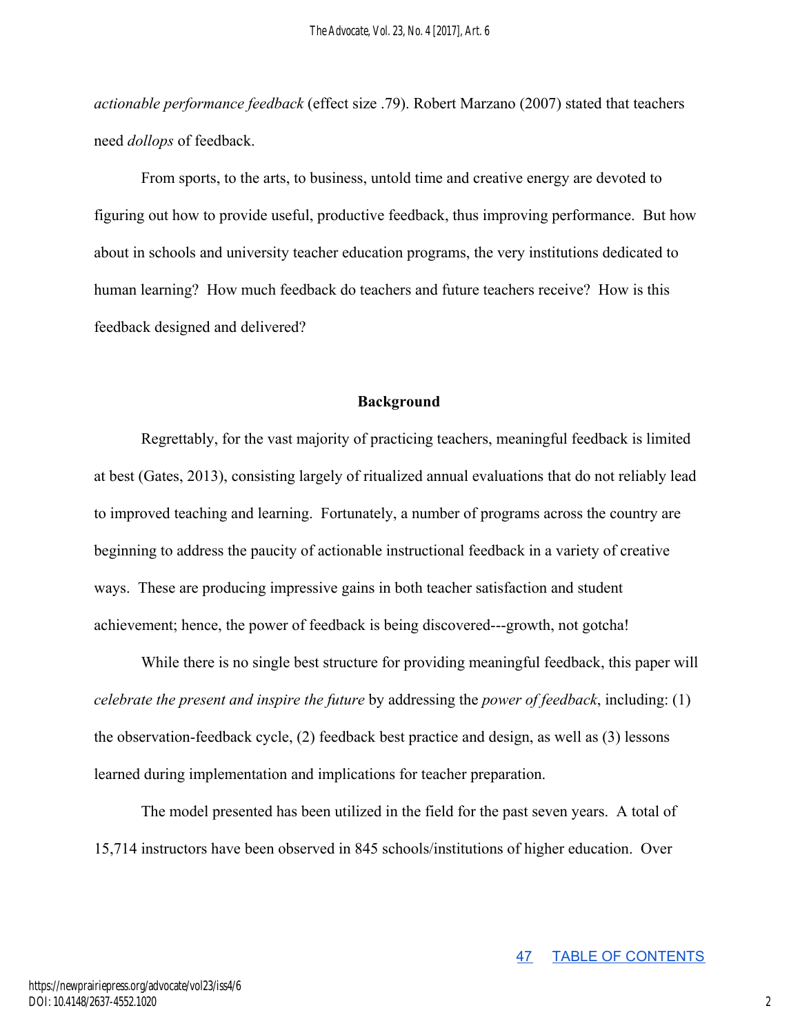*actionable performance feedback* (effect size .79). Robert Marzano (2007) stated that teachers need *dollops* of feedback.

From sports, to the arts, to business, untold time and creative energy are devoted to figuring out how to provide useful, productive feedback, thus improving performance. But how about in schools and university teacher education programs, the very institutions dedicated to human learning? How much feedback do teachers and future teachers receive? How is this feedback designed and delivered?

## Background

Regrettably, for the vast majority of practicing teachers, meaningful feedback is limited at best (Gates, 2013), consisting largely of ritualized annual evaluations that do not reliably lead to improved teaching and learning. Fortunately, a number of programs across the country are beginning to address the paucity of actionable instructional feedback in a variety of creative ways. These are producing impressive gains in both teacher satisfaction and student achievement; hence, the power of feedback is being discovered---growth, not gotcha!

While there is no single best structure for providing meaningful feedback, this paper will *celebrate the present and inspire the future* by addressing the *power of feedback*, including: (1) the observation-feedback cycle, (2) feedback best practice and design, as well as (3) lessons learned during implementation and implications for teacher preparation.

The model presented has been utilized in the field for the past seven years. A total of 15,714 instructors have been observed in 845 schools/institutions of higher education. Over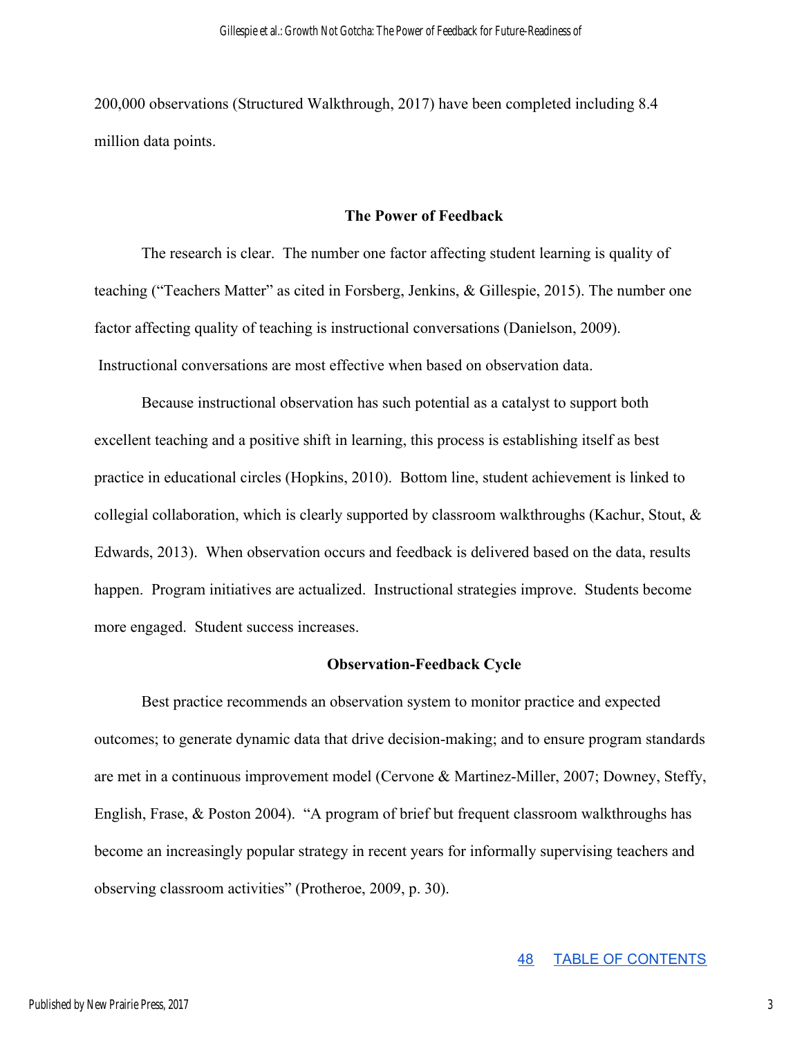200,000 observations (Structured Walkthrough, 2017) have been completed including 8.4 million data points.

## The Power of Feedback

The research is clear. The number one factor affecting student learning is quality of teaching ("Teachers Matter" as cited in Forsberg, Jenkins, & Gillespie, 2015). The number one factor affecting quality of teaching is instructional conversations (Danielson, 2009). Instructional conversations are most effective when based on observation data.

Because instructional observation has such potential as a catalyst to support both excellent teaching and a positive shift in learning, this process is establishing itself as best practice in educational circles (Hopkins, 2010). Bottom line, student achievement is linked to collegial collaboration, which is clearly supported by classroom walkthroughs (Kachur, Stout, & Edwards, 2013). When observation occurs and feedback is delivered based on the data, results happen. Program initiatives are actualized. Instructional strategies improve. Students become more engaged. Student success increases.

## Observation-Feedback Cycle

Best practice recommends an observation system to monitor practice and expected outcomes; to generate dynamic data that drive decision-making; and to ensure program standards are met in a continuous improvement model (Cervone & Martinez-Miller, 2007; Downey, Steffy, English, Frase, & Poston 2004). "A program of brief but frequent classroom walkthroughs has become an increasingly popular strategy in recent years for informally supervising teachers and observing classroom activities" (Protheroe, 2009, p. 30).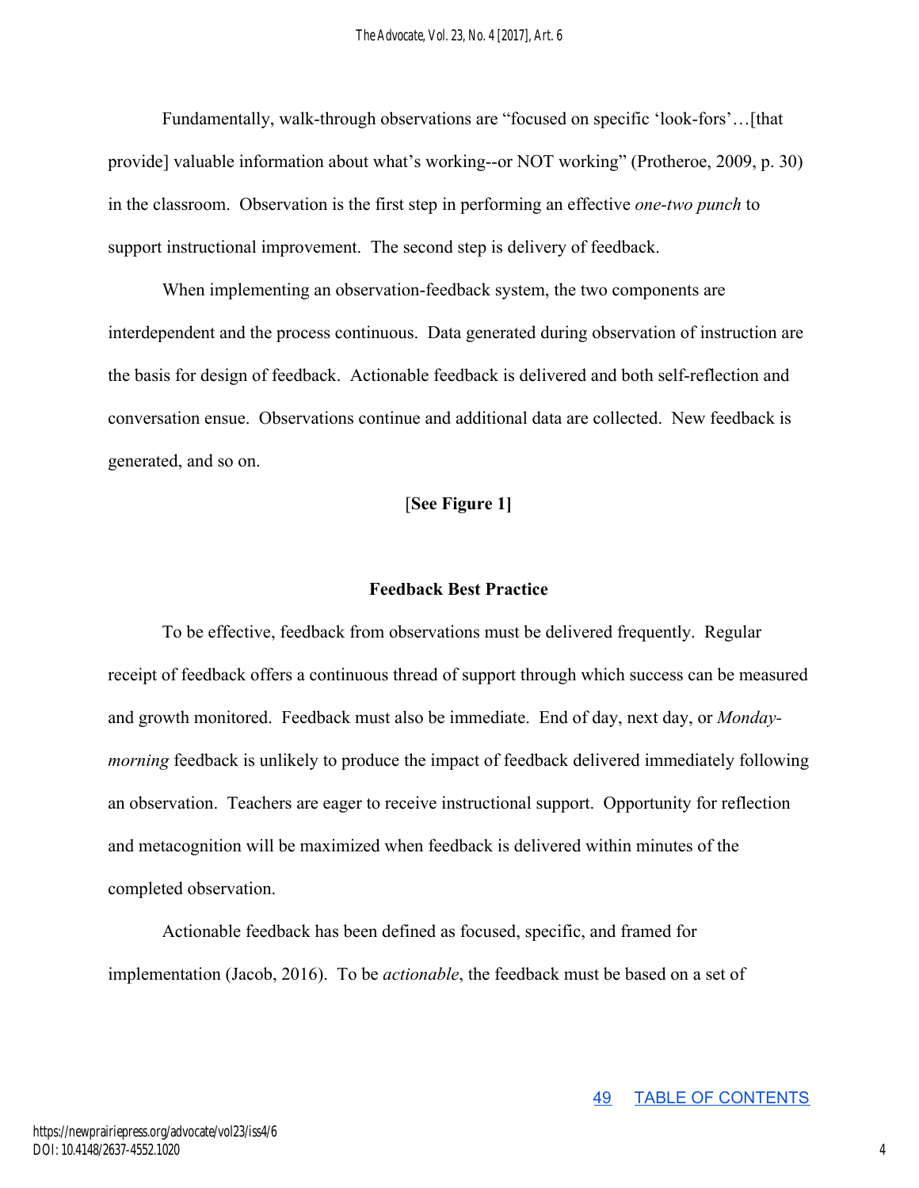Fundamentally, walk-through observations are "focused on specific 'look-fors'…[that provide] valuable information about what's working--or NOT working" (Protheroe, 2009, p. 30) in the classroom. Observation is the first step in performing an effective *one-two punch* to support instructional improvement. The second step is delivery of feedback.

When implementing an observation-feedback system, the two components are interdependent and the process continuous. Data generated during observation of instruction are the basis for design of feedback. Actionable feedback is delivered and both self-reflection and conversation ensue. Observations continue and additional data are collected. New feedback is generated, and so on.

[**See Figure 1]**

### Feedback Best Practice

To be effective, feedback from observations must be delivered frequently. Regular receipt of feedback offers a continuous thread of support through which success can be measured and growth monitored. Feedback must also be immediate. End of day, next day, or *Monday-morning* feedback is unlikely to produce the impact of feedback delivered immediately following an observation. Teachers are eager to receive instructional support. Opportunity for reflection and metacognition will be maximized when feedback is delivered within minutes of the completed observation.

Actionable feedback has been defined as focused, specific, and framed for implementation (Jacob, 2016). To be *actionable*, the feedback must be based on a set of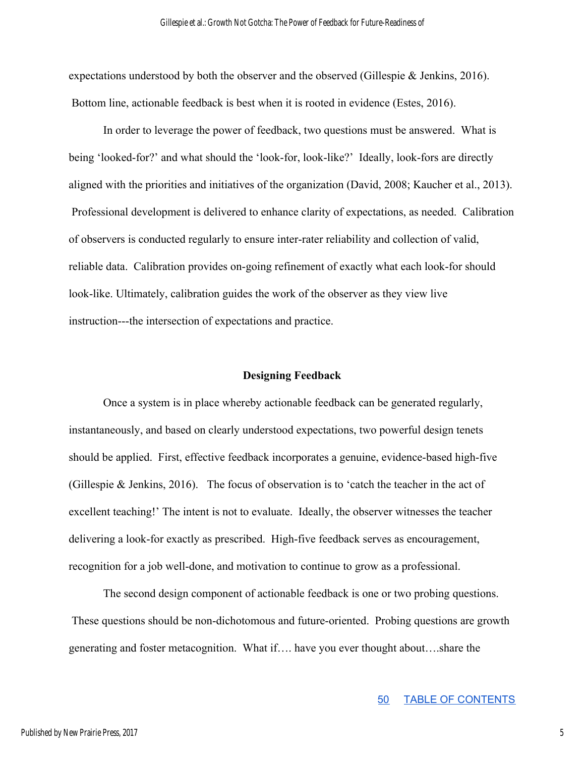expectations understood by both the observer and the observed (Gillespie & Jenkins, 2016). Bottom line, actionable feedback is best when it is rooted in evidence (Estes, 2016).

In order to leverage the power of feedback, two questions must be answered. What is being 'looked-for?' and what should the 'look-for, look-like?' Ideally, look-fors are directly aligned with the priorities and initiatives of the organization (David, 2008; Kaucher et al., 2013). Professional development is delivered to enhance clarity of expectations, as needed. Calibration of observers is conducted regularly to ensure inter-rater reliability and collection of valid, reliable data. Calibration provides on-going refinement of exactly what each look-for should look-like. Ultimately, calibration guides the work of the observer as they view live instruction---the intersection of expectations and practice.

## Designing Feedback

Once a system is in place whereby actionable feedback can be generated regularly, instantaneously, and based on clearly understood expectations, two powerful design tenets should be applied. First, effective feedback incorporates a genuine, evidence-based high-five (Gillespie & Jenkins, 2016). The focus of observation is to 'catch the teacher in the act of excellent teaching!' The intent is not to evaluate. Ideally, the observer witnesses the teacher delivering a look-for exactly as prescribed. High-five feedback serves as encouragement, recognition for a job well-done, and motivation to continue to grow as a professional.

The second design component of actionable feedback is one or two probing questions. These questions should be non-dichotomous and future-oriented. Probing questions are growth generating and foster metacognition. What if…. have you ever thought about….share the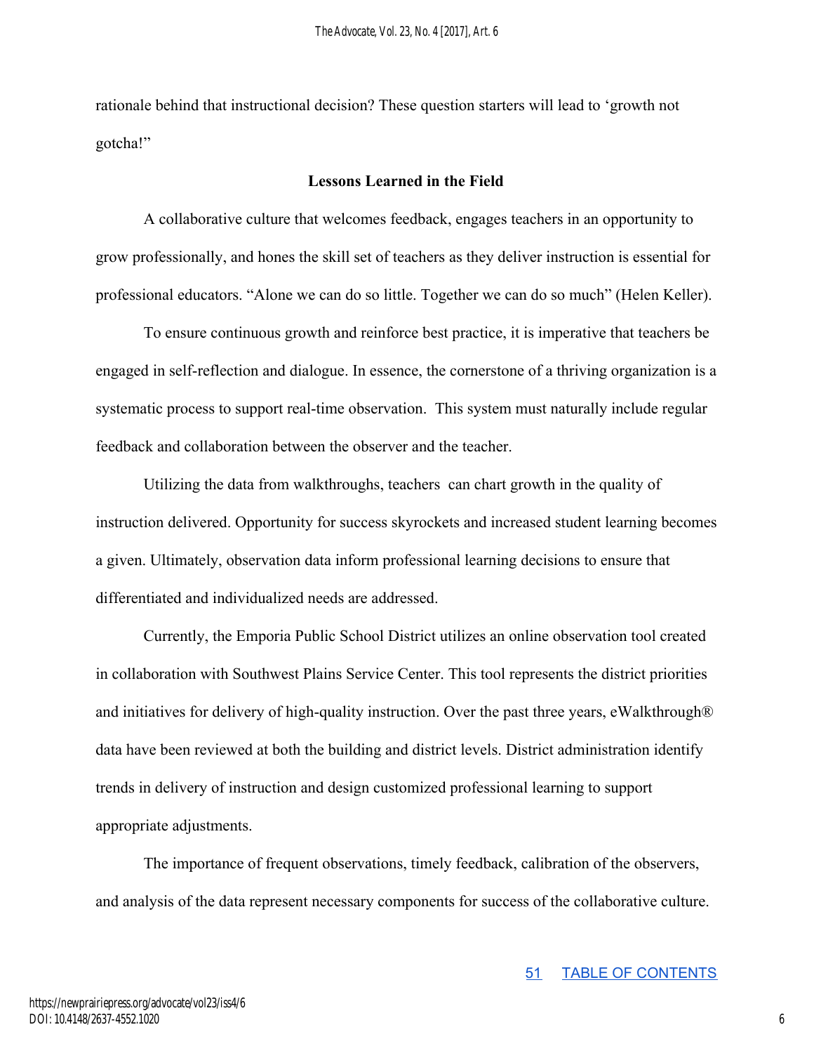rationale behind that instructional decision? These question starters will lead to 'growth not gotcha!"

### Lessons Learned in the Field

A collaborative culture that welcomes feedback, engages teachers in an opportunity to grow professionally, and hones the skill set of teachers as they deliver instruction is essential for professional educators. "Alone we can do so little. Together we can do so much" (Helen Keller).

To ensure continuous growth and reinforce best practice, it is imperative that teachers be engaged in self-reflection and dialogue. In essence, the cornerstone of a thriving organization is a systematic process to support real-time observation. This system must naturally include regular feedback and collaboration between the observer and the teacher.

Utilizing the data from walkthroughs, teachers can chart growth in the quality of instruction delivered. Opportunity for success skyrockets and increased student learning becomes a given. Ultimately, observation data inform professional learning decisions to ensure that differentiated and individualized needs are addressed.

Currently, the Emporia Public School District utilizes an online observation tool created in collaboration with Southwest Plains Service Center. This tool represents the district priorities and initiatives for delivery of high-quality instruction. Over the past three years, eWalkthrough® data have been reviewed at both the building and district levels. District administration identify trends in delivery of instruction and design customized professional learning to support appropriate adjustments.

The importance of frequent observations, timely feedback, calibration of the observers, and analysis of the data represent necessary components for success of the collaborative culture.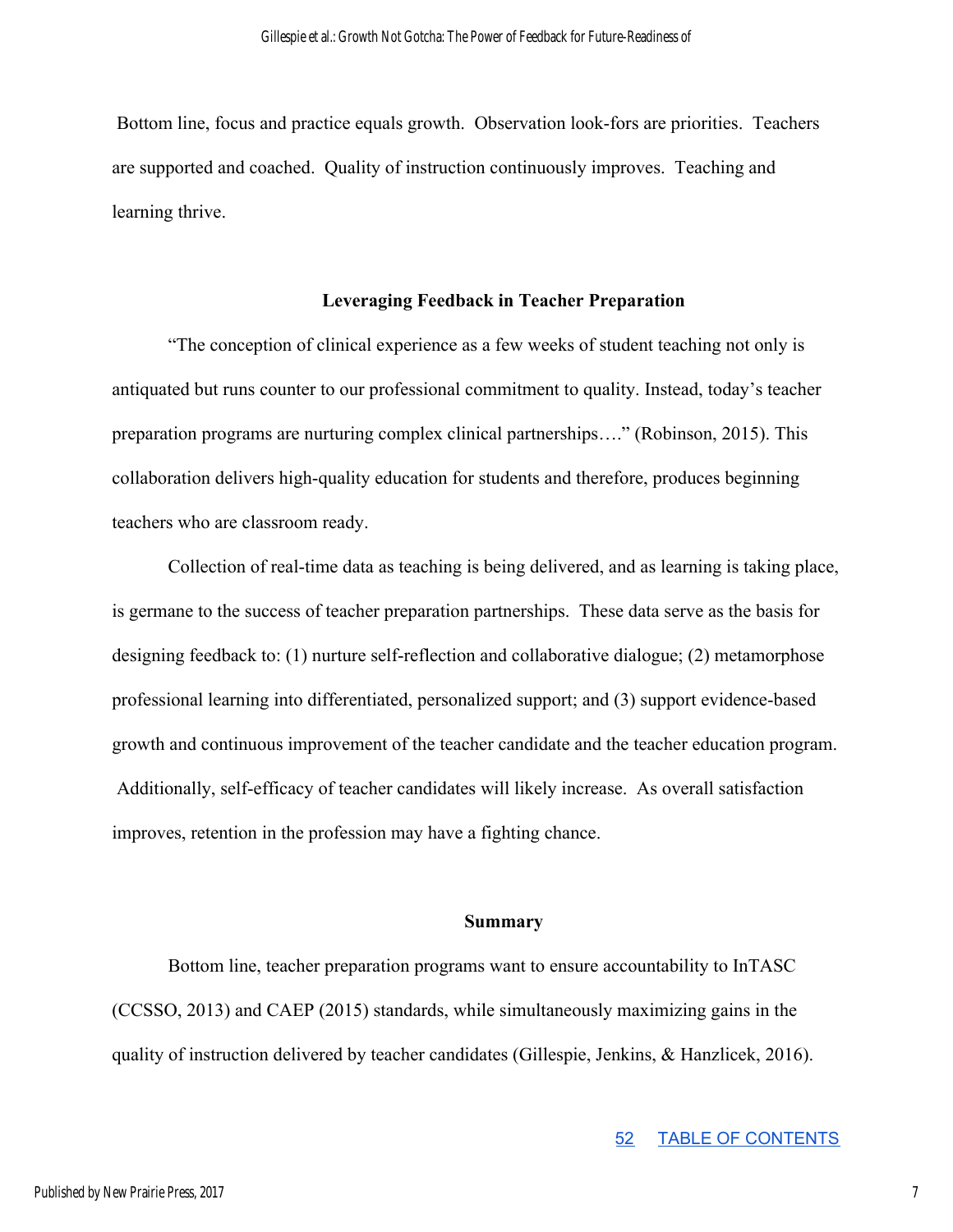Bottom line, focus and practice equals growth. Observation look-fors are priorities. Teachers are supported and coached. Quality of instruction continuously improves. Teaching and learning thrive.

## Leveraging Feedback in Teacher Preparation

"The conception of clinical experience as a few weeks of student teaching not only is antiquated but runs counter to our professional commitment to quality. Instead, today's teacher preparation programs are nurturing complex clinical partnerships…." (Robinson, 2015). This collaboration delivers high-quality education for students and therefore, produces beginning teachers who are classroom ready.

Collection of real-time data as teaching is being delivered, and as learning is taking place, is germane to the success of teacher preparation partnerships. These data serve as the basis for designing feedback to: (1) nurture self-reflection and collaborative dialogue; (2) metamorphose professional learning into differentiated, personalized support; and (3) support evidence-based growth and continuous improvement of the teacher candidate and the teacher education program. Additionally, self-efficacy of teacher candidates will likely increase. As overall satisfaction improves, retention in the profession may have a fighting chance.

## Summary

Bottom line, teacher preparation programs want to ensure accountability to InTASC (CCSSO, 2013) and CAEP (2015) standards, while simultaneously maximizing gains in the quality of instruction delivered by teacher candidates (Gillespie, Jenkins, & Hanzlicek, 2016).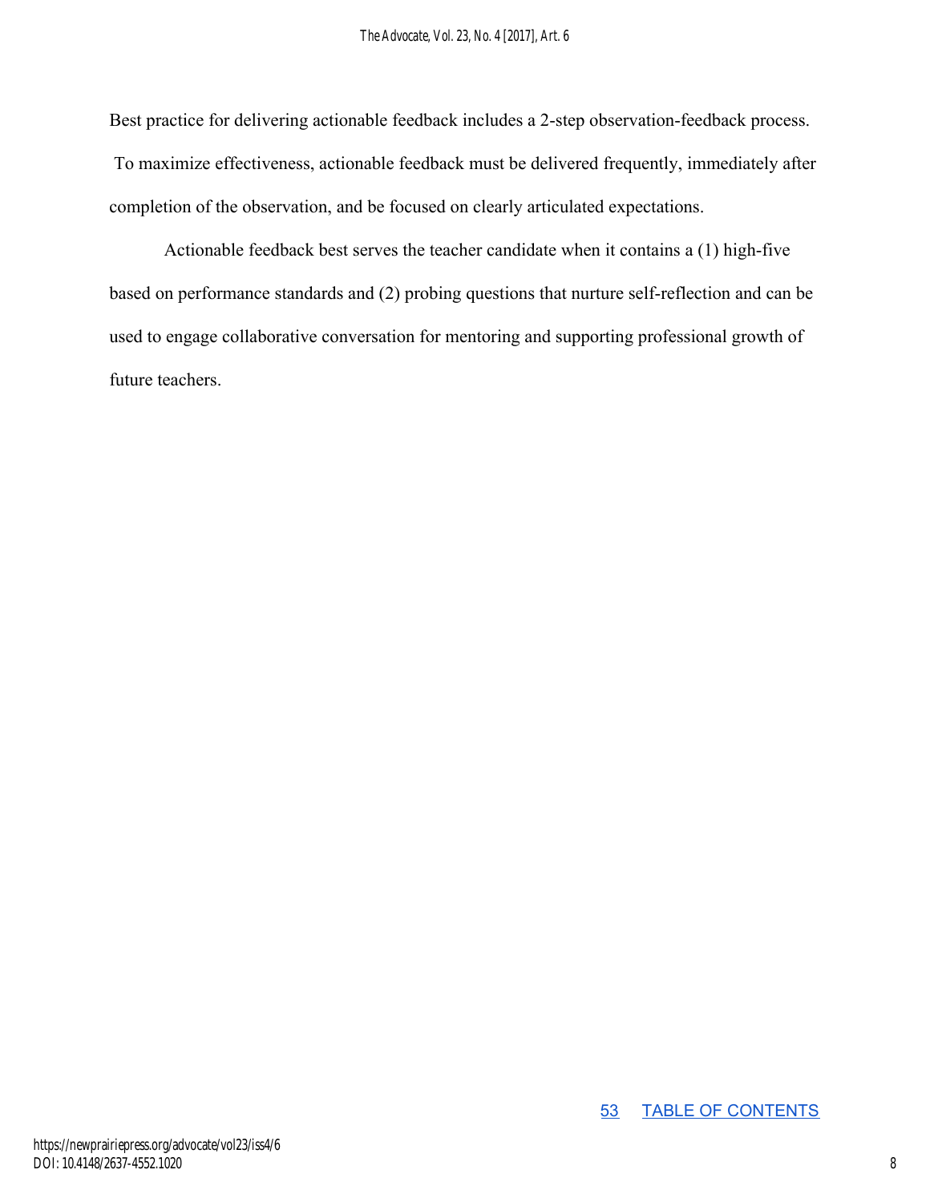Best practice for delivering actionable feedback includes a 2-step observation-feedback process. To maximize effectiveness, actionable feedback must be delivered frequently, immediately after completion of the observation, and be focused on clearly articulated expectations.

Actionable feedback best serves the teacher candidate when it contains a (1) high-five based on performance standards and (2) probing questions that nurture self-reflection and can be used to engage collaborative conversation for mentoring and supporting professional growth of future teachers.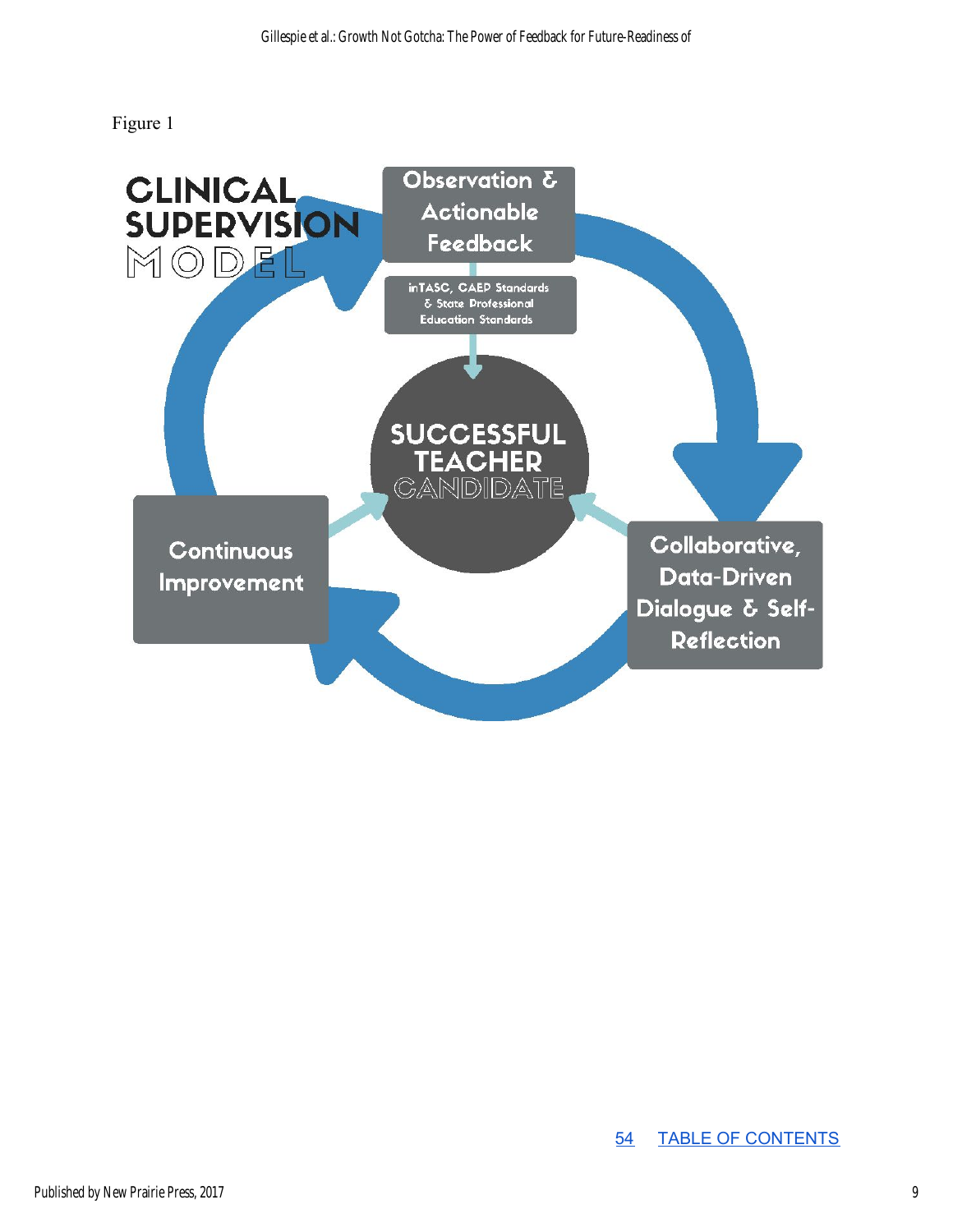Figure 1

CLINICAL SUPERVISION MODEL

Observation & Actionable Feedback

inTASC, CAEP Standards & State Professional Education Standards

SUCCESSFUL TEACHER CANDIDATE

Collaborative, Data-Driven Dialogue & Self-Reflection

Continuous Improvement

54 TABLE OF CONTENTS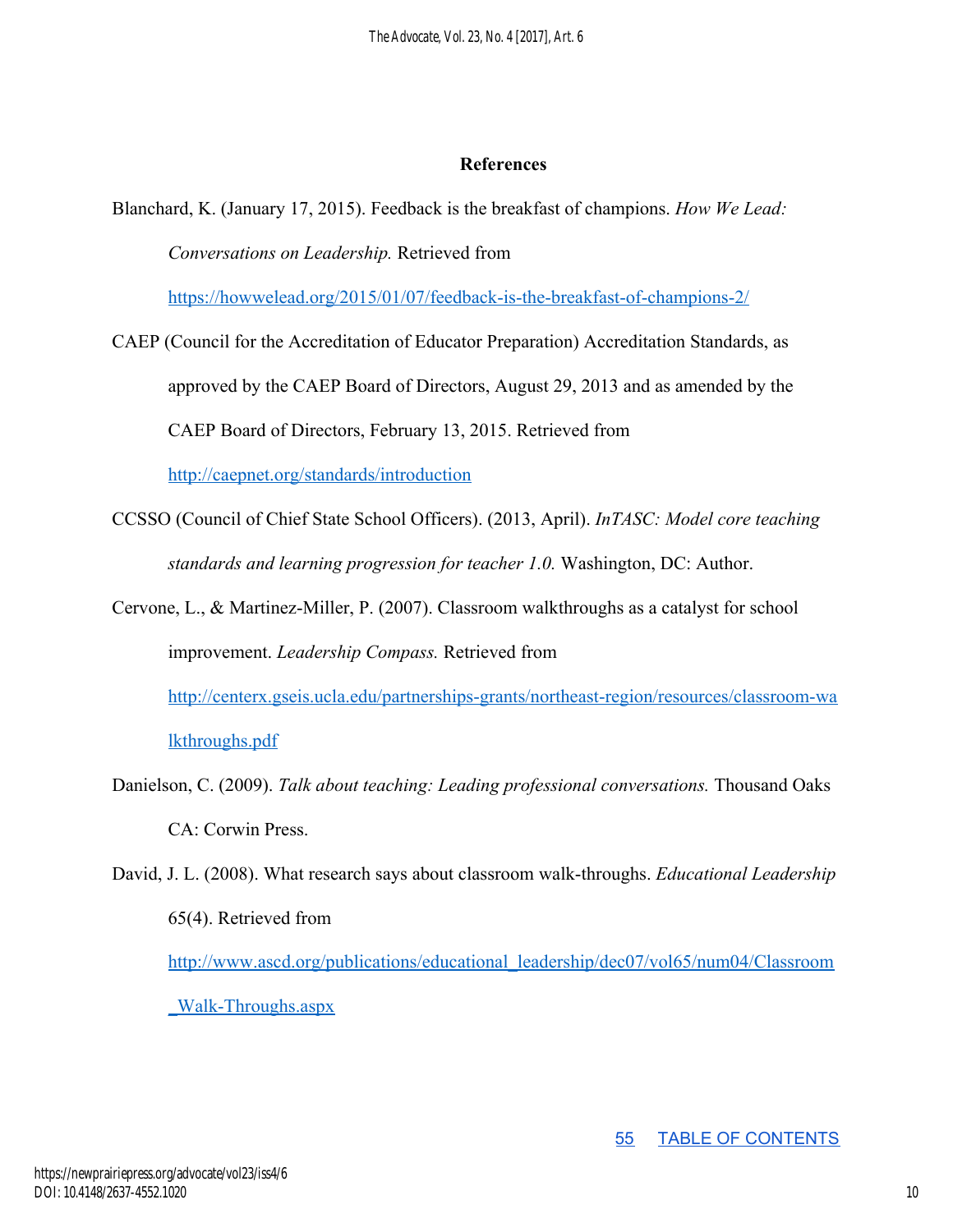## References

Blanchard, K. (January 17, 2015). Feedback is the breakfast of champions. *How We Lead: Conversations on Leadership.* Retrieved from https://howwelead.org/2015/01/07/feedback-is-the-breakfast-of-champions-2/

CAEP (Council for the Accreditation of Educator Preparation) Accreditation Standards, as approved by the CAEP Board of Directors, August 29, 2013 and as amended by the CAEP Board of Directors, February 13, 2015. Retrieved from http://caepnet.org/standards/introduction

CCSSO (Council of Chief State School Officers). (2013, April). *InTASC: Model core teaching standards and learning progression for teacher 1.0.* Washington, DC: Author.

Cervone, L., & Martinez-Miller, P. (2007). Classroom walkthroughs as a catalyst for school improvement. *Leadership Compass.* Retrieved from http://centerx.gseis.ucla.edu/partnerships-grants/northeast-region/resources/classroom-walkthroughs.pdf

Danielson, C. (2009). *Talk about teaching: Leading professional conversations.* Thousand Oaks CA: Corwin Press.

David, J. L. (2008). What research says about classroom walk-throughs. *Educational Leadership* 65(4). Retrieved from http://www.ascd.org/publications/educational_leadership/dec07/vol65/num04/Classroom_Walk-Throughs.aspx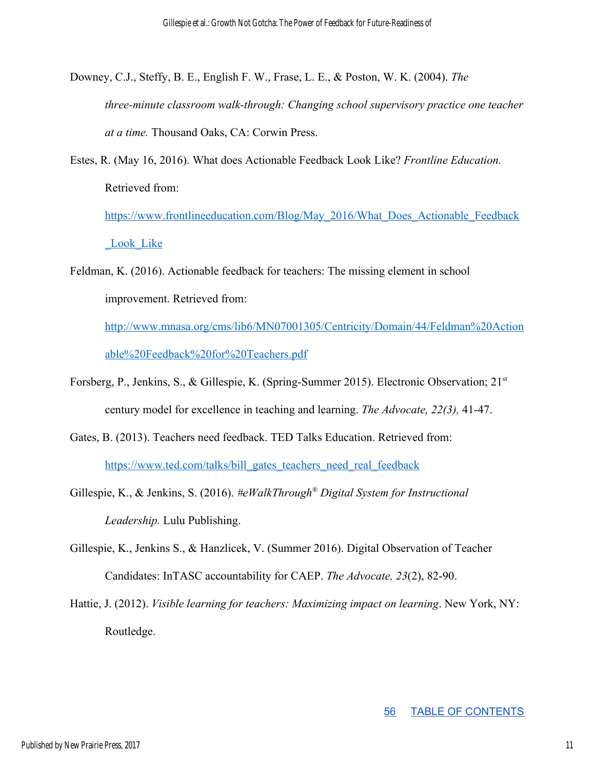Downey, C.J., Steffy, B. E., English F. W., Frase, L. E., & Poston, W. K. (2004). *The three-minute classroom walk-through: Changing school supervisory practice one teacher at a time.* Thousand Oaks, CA: Corwin Press.

Estes, R. (May 16, 2016). What does Actionable Feedback Look Like? *Frontline Education.* Retrieved from: https://www.frontlineeducation.com/Blog/May_2016/What_Does_Actionable_Feedback_Look_Like

Feldman, K. (2016). Actionable feedback for teachers: The missing element in school improvement. Retrieved from: http://www.mnasa.org/cms/lib6/MN07001305/Centricity/Domain/44/Feldman%20Actionable%20Feedback%20for%20Teachers.pdf

Forsberg, P., Jenkins, S., & Gillespie, K. (Spring-Summer 2015). Electronic Observation; 21st century model for excellence in teaching and learning. *The Advocate, 22(3),* 41-47.

Gates, B. (2013). Teachers need feedback. TED Talks Education. Retrieved from: https://www.ted.com/talks/bill_gates_teachers_need_real_feedback

Gillespie, K., & Jenkins, S. (2016). *#eWalkThrough® Digital System for Instructional Leadership.* Lulu Publishing.

Gillespie, K., Jenkins S., & Hanzlicek, V. (Summer 2016). Digital Observation of Teacher Candidates: InTASC accountability for CAEP. *The Advocate, 23*(2), 82-90.

Hattie, J. (2012). *Visible learning for teachers: Maximizing impact on learning*. New York, NY: Routledge.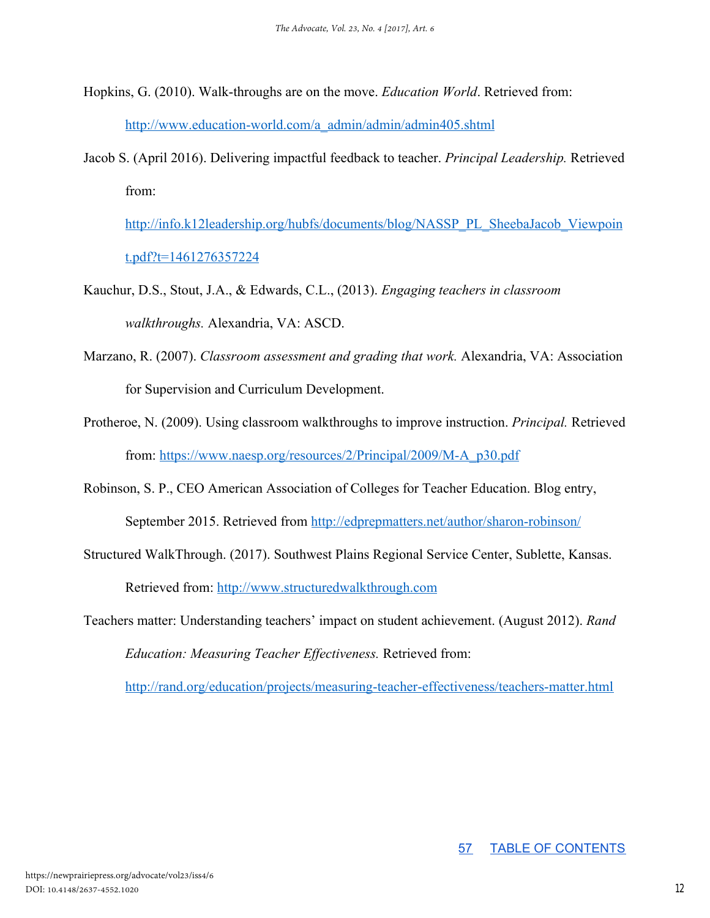Hopkins, G. (2010). Walk-throughs are on the move. *Education World*. Retrieved from: http://www.education-world.com/a_admin/admin/admin405.shtml

Jacob S. (April 2016). Delivering impactful feedback to teacher. *Principal Leadership.* Retrieved from: http://info.k12leadership.org/hubfs/documents/blog/NASSP_PL_SheebaJacob_Viewpoint.pdf?t=1461276357224

Kauchur, D.S., Stout, J.A., & Edwards, C.L., (2013). *Engaging teachers in classroom walkthroughs.* Alexandria, VA: ASCD.

Marzano, R. (2007). *Classroom assessment and grading that work.* Alexandria, VA: Association for Supervision and Curriculum Development.

Protheroe, N. (2009). Using classroom walkthroughs to improve instruction. *Principal.* Retrieved from: https://www.naesp.org/resources/2/Principal/2009/M-A_p30.pdf

Robinson, S. P., CEO American Association of Colleges for Teacher Education. Blog entry, September 2015. Retrieved from http://edprepmatters.net/author/sharon-robinson/

Structured WalkThrough. (2017). Southwest Plains Regional Service Center, Sublette, Kansas. Retrieved from: http://www.structuredwalkthrough.com

Teachers matter: Understanding teachers' impact on student achievement. (August 2012). *Rand Education: Measuring Teacher Effectiveness.* Retrieved from: http://rand.org/education/projects/measuring-teacher-effectiveness/teachers-matter.html